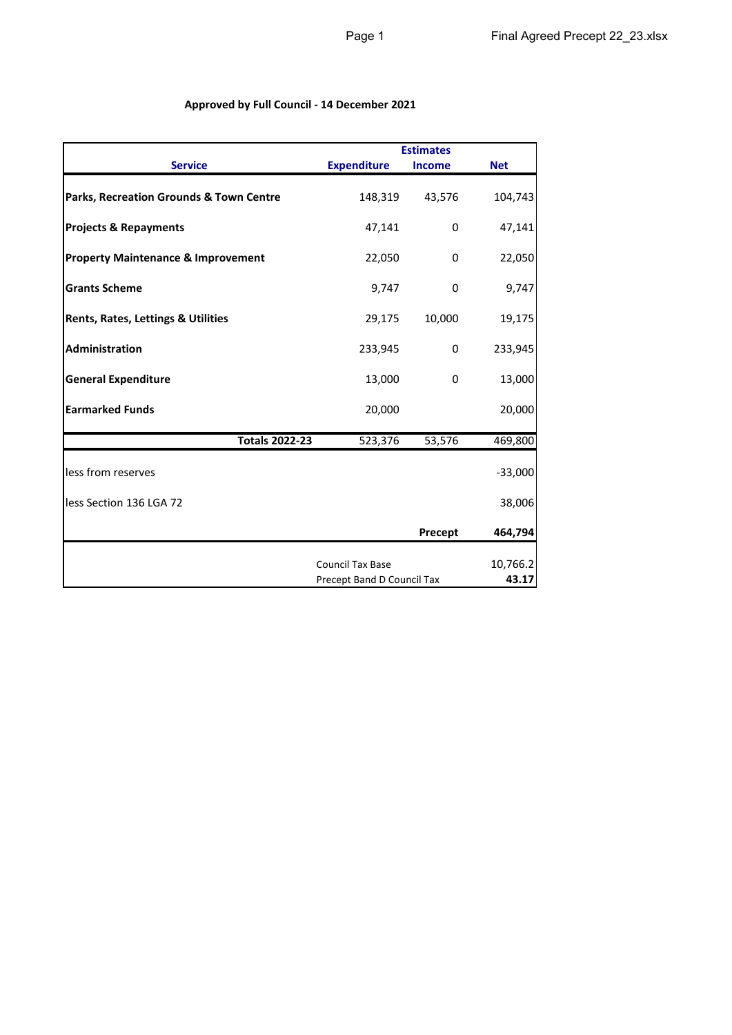**Approved by Full Council - 14 December 2021**

| Service | Expenditure | Estimates<br>Income | Net |
|---|---|---|---|
| **Parks, Recreation Grounds & Town Centre** | 148,319 | 43,576 | 104,743 |
| **Projects & Repayments** | 47,141 | 0 | 47,141 |
| **Property Maintenance & Improvement** | 22,050 | 0 | 22,050 |
| **Grants Scheme** | 9,747 | 0 | 9,747 |
| **Rents, Rates, Lettings & Utilities** | 29,175 | 10,000 | 19,175 |
| **Administration** | 233,945 | 0 | 233,945 |
| **General Expenditure** | 13,000 | 0 | 13,000 |
| **Earmarked Funds** | 20,000 | | 20,000 |
| **Totals 2022-23** | 523,376 | 53,576 | 469,800 |
| less from reserves | | | -33,000 |
| less Section 136 LGA 72 | | | 38,006 |
| | | **Precept** | **464,794** |
| | Council Tax Base | | 10,766.2 |
| | Precept Band D Council Tax | | **43.17** |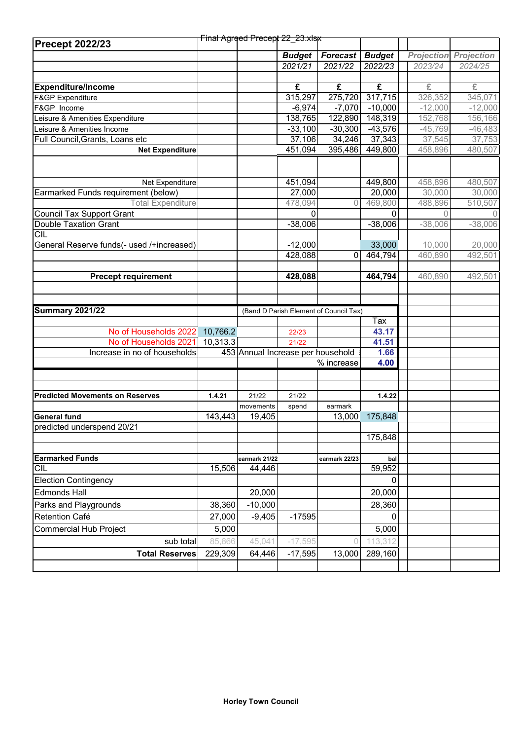Final Agreed Precept 22_23.xlsx

## Precept 2022/23

| | Budget | Forecast | Budget | Projection | Projection |
|---|---|---|---|---|---|
| | 2021/21 | 2021/22 | 2022/23 | 2023/24 | 2024/25 |
| **Expenditure/Income** | £ | £ | £ | £ | £ |
| F&GP Expenditure | 315,297 | 275,720 | 317,715 | 326,352 | 345,071 |
| F&GP Income | -6,974 | -7,070 | -10,000 | -12,000 | -12,000 |
| Leisure & Amenities Expenditure | 138,765 | 122,890 | 148,319 | 152,768 | 156,166 |
| Leisure & Amenities Income | -33,100 | -30,300 | -43,576 | -45,769 | -46,483 |
| Full Council,Grants, Loans etc | 37,106 | 34,246 | 37,343 | 37,545 | 37,753 |
| **Net Expenditure** | 451,094 | 395,486 | 449,800 | 458,896 | 480,507 |
| | | | | | |
| Net Expenditure | 451,094 | | 449,800 | 458,896 | 480,507 |
| Earmarked Funds requirement (below) | 27,000 | | 20,000 | 30,000 | 30,000 |
| Total Expenditure | 478,094 | 0 | 469,800 | 488,896 | 510,507 |
| Council Tax Support Grant | 0 | | 0 | 0 | 0 |
| Double Taxation Grant | -38,006 | | -38,006 | -38,006 | -38,006 |
| CIL | | | | | |
| General Reserve funds(- used /+increased) | -12,000 | | 33,000 | 10,000 | 20,000 |
| | 428,088 | 0 | 464,794 | 460,890 | 492,501 |
| | | | | | |
| **Precept requirement** | **428,088** | | **464,794** | 460,890 | 492,501 |

## Summary 2021/22

| | | (Band D Parish Element of Council Tax) | | |
|---|---|---|---|---|
| | | | | Tax |
| No of Households 2022 | 10,766.2 | 22/23 | | 43.17 |
| No of Households 2021 | 10,313.3 | 21/22 | | 41.51 |
| Increase in no of households | 453 | Annual Increase per household | | 1.66 |
| | | | % increase | 4.00 |

| **Predicted Movements on Reserves** | **1.4.21** | 21/22 movements | 21/22 spend | earmark | **1.4.22** |
|---|---|---|---|---|---|
| **General fund** | 143,443 | 19,405 | | 13,000 | 175,848 |
| predicted underspend 20/21 | | | | | |
| | | | | | 175,848 |
| | | | | | |
| **Earmarked Funds** | | **earmark 21/22** | | **earmark 22/23** | **bal** |
| CIL | 15,506 | 44,446 | | | 59,952 |
| Election Contingency | | | | | 0 |
| Edmonds Hall | | 20,000 | | | 20,000 |
| Parks and Playgrounds | 38,360 | -10,000 | | | 28,360 |
| Retention Café | 27,000 | -9,405 | -17595 | | 0 |
| Commercial Hub Project | 5,000 | | | | 5,000 |
| sub total | 85,866 | 45,041 | -17,595 | 0 | 113,312 |
| **Total Reserves** | 229,309 | 64,446 | -17,595 | 13,000 | 289,160 |

**Horley Town Council**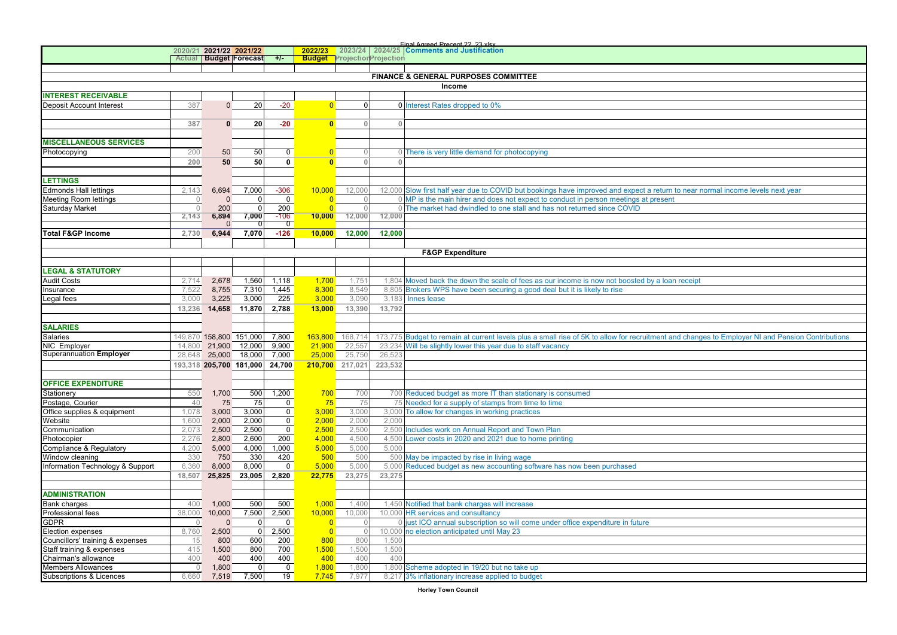| | 2020/21 Actual | 2021/22 Budget | 2021/22 Forecast | +/- | 2022/23 Budget | 2023/24 Projection | 2024/25 Projection | Comments and Justification |
|---|---|---|---|---|---|---|---|---|
| | | | | | | | | |
| | | | | | | | | **FINANCE & GENERAL PURPOSES COMMITTEE** |
| | | | | | | | | **Income** |
| **INTEREST RECEIVABLE** | | | | | | | | |
| Deposit Account Interest | 387 | 0 | 20 | -20 | 0 | 0 | 0 | Interest Rates dropped to 0% |
| | | | | | | | | |
| | 387 | 0 | 20 | -20 | 0 | 0 | 0 | |
| | | | | | | | | |
| **MISCELLANEOUS SERVICES** | | | | | | | | |
| Photocopying | 200 | 50 | 50 | 0 | 0 | 0 | 0 | There is very little demand for photocopying |
| | 200 | 50 | 50 | 0 | 0 | 0 | 0 | |
| | | | | | | | | |
| **LETTINGS** | | | | | | | | |
| Edmonds Hall lettings | 2,143 | 6,694 | 7,000 | -306 | 10,000 | 12,000 | 12,000 | Slow first half year due to COVID but bookings have improved and expect a return to near normal income levels next year |
| Meeting Room lettings | 0 | 0 | 0 | 0 | 0 | 0 | 0 | MP is the main hirer and does not expect to conduct in person meetings at present |
| Saturday Market | 0 | 200 | 0 | 200 | 0 | 0 | 0 | The market had dwindled to one stall and has not returned since COVID |
| | 2,143 | 6,894 | 7,000 | -106 | 10,000 | 12,000 | 12,000 | |
| | | 0 | 0 | 0 | | | | |
| **Total F&GP Income** | 2,730 | 6,944 | 7,070 | -126 | 10,000 | 12,000 | 12,000 | |
| | | | | | | | | |
| | | | | | | | | **F&GP Expenditure** |
| | | | | | | | | |
| **LEGAL & STATUTORY** | | | | | | | | |
| Audit Costs | 2,714 | 2,678 | 1,560 | 1,118 | 1,700 | 1,751 | 1,804 | Moved back the down the scale of fees as our income is now not boosted by a loan receipt |
| Insurance | 7,522 | 8,755 | 7,310 | 1,445 | 8,300 | 8,549 | 8,805 | Brokers WPS have been securing a good deal but it is likely to rise |
| Legal fees | 3,000 | 3,225 | 3,000 | 225 | 3,000 | 3,090 | 3,183 | Innes lease |
| | 13,236 | 14,658 | 11,870 | 2,788 | 13,000 | 13,390 | 13,792 | |
| | | | | | | | | |
| **SALARIES** | | | | | | | | |
| Salaries | 149,870 | 158,800 | 151,000 | 7,800 | 163,800 | 168,714 | 173,775 | Budget to remain at current levels plus a small rise of 5K to allow for recruitment and changes to Employer NI and Pension Contributions |
| NIC Employer | 14,800 | 21,900 | 12,000 | 9,900 | 21,900 | 22,557 | 23,234 | Will be slightly lower this year due to staff vacancy |
| Superannuation **Employer** | 28,648 | 25,000 | 18,000 | 7,000 | 25,000 | 25,750 | 26,523 | |
| | 193,318 | 205,700 | 181,000 | 24,700 | 210,700 | 217,021 | 223,532 | |
| | | | | | | | | |
| **OFFICE EXPENDITURE** | | | | | | | | |
| Stationery | 550 | 1,700 | 500 | 1,200 | 700 | 700 | 700 | Reduced budget as more IT than stationary is consumed |
| Postage, Courier | 40 | 75 | 75 | 0 | 75 | 75 | 75 | Needed for a supply of stamps from time to time |
| Office supplies & equipment | 1,078 | 3,000 | 3,000 | 0 | 3,000 | 3,000 | 3,000 | To allow for changes in working practices |
| Website | 1,600 | 2,000 | 2,000 | 0 | 2,000 | 2,000 | 2,000 | |
| Communication | 2,073 | 2,500 | 2,500 | 0 | 2,500 | 2,500 | 2,500 | Includes work on Annual Report and Town Plan |
| Photocopier | 2,276 | 2,800 | 2,600 | 200 | 4,000 | 4,500 | 4,500 | Lower costs in 2020 and 2021 due to home printing |
| Compliance & Regulatory | 4,200 | 5,000 | 4,000 | 1,000 | 5,000 | 5,000 | 5,000 | |
| Window cleaning | 330 | 750 | 330 | 420 | 500 | 500 | 500 | May be impacted by rise in living wage |
| Information Technology & Support | 6,360 | 8,000 | 8,000 | 0 | 5,000 | 5,000 | 5,000 | Reduced budget as new accounting software has now been purchased |
| | 18,507 | 25,825 | 23,005 | 2,820 | 22,775 | 23,275 | 23,275 | |
| | | | | | | | | |
| **ADMINISTRATION** | | | | | | | | |
| Bank charges | 400 | 1,000 | 500 | 500 | 1,000 | 1,400 | 1,450 | Notified that bank charges will increase |
| Professional fees | 38,000 | 10,000 | 7,500 | 2,500 | 10,000 | 10,000 | 10,000 | HR services and consultancy |
| GDPR | 0 | 0 | 0 | 0 | 0 | 0 | 0 | just ICO annual subscription so will come under office expenditure in future |
| Election expenses | 8,760 | 2,500 | 0 | 2,500 | 0 | 0 | 10,000 | no election anticipated until May 23 |
| Councillors' training & expenses | 15 | 800 | 600 | 200 | 800 | 800 | 1,500 | |
| Staff training & expenses | 415 | 1,500 | 800 | 700 | 1,500 | 1,500 | 1,500 | |
| Chairman's allowance | 400 | 400 | 400 | 400 | 400 | 400 | 400 | |
| Members Allowances | 0 | 1,800 | 0 | 0 | 1,800 | 1,800 | 1,800 | Scheme adopted in 19/20 but no take up |
| Subscriptions & Licences | 6,660 | 7,519 | 7,500 | 19 | 7,745 | 7,977 | 8,217 | 3% inflationary increase applied to budget |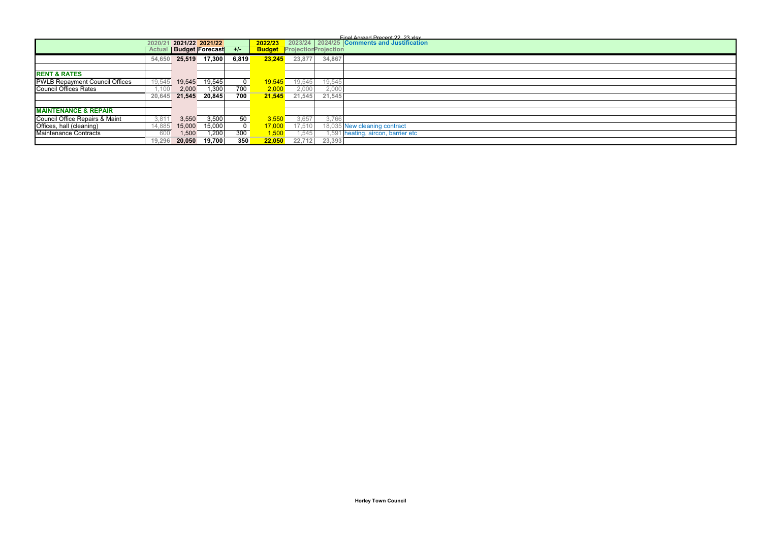Final Agreed Precept 22_23.xlsx

| | 2020/21 Actual | 2021/22 Budget | 2021/22 Forecast | +/- | 2022/23 Budget | 2023/24 Projection | 2024/25 Projection | Comments and Justification |
|---|---|---|---|---|---|---|---|---|
| | 54,650 | 25,519 | 17,300 | 6,819 | 23,245 | 23,877 | 34,867 | |
| | | | | | | | | |
| **RENT & RATES** | | | | | | | | |
| PWLB Repayment Council Offices | 19,545 | 19,545 | 19,545 | 0 | 19,545 | 19,545 | 19,545 | |
| Council Offices Rates | 1,100 | 2,000 | 1,300 | 700 | 2,000 | 2,000 | 2,000 | |
| | 20,645 | 21,545 | 20,845 | 700 | 21,545 | 21,545 | 21,545 | |
| | | | | | | | | |
| **MAINTENANCE & REPAIR** | | | | | | | | |
| Council Office Repairs & Maint | 3,811 | 3,550 | 3,500 | 50 | 3,550 | 3,657 | 3,766 | |
| Offices, hall (cleaning) | 14,885 | 15,000 | 15,000 | 0 | 17,000 | 17,510 | 18,035 | New cleaning contract |
| Maintenance Contracts | 600 | 1,500 | 1,200 | 300 | 1,500 | 1,545 | 1,591 | heating, aircon, barrier etc |
| | 19,296 | 20,050 | 19,700 | 350 | 22,050 | 22,712 | 23,393 | |

Horley Town Council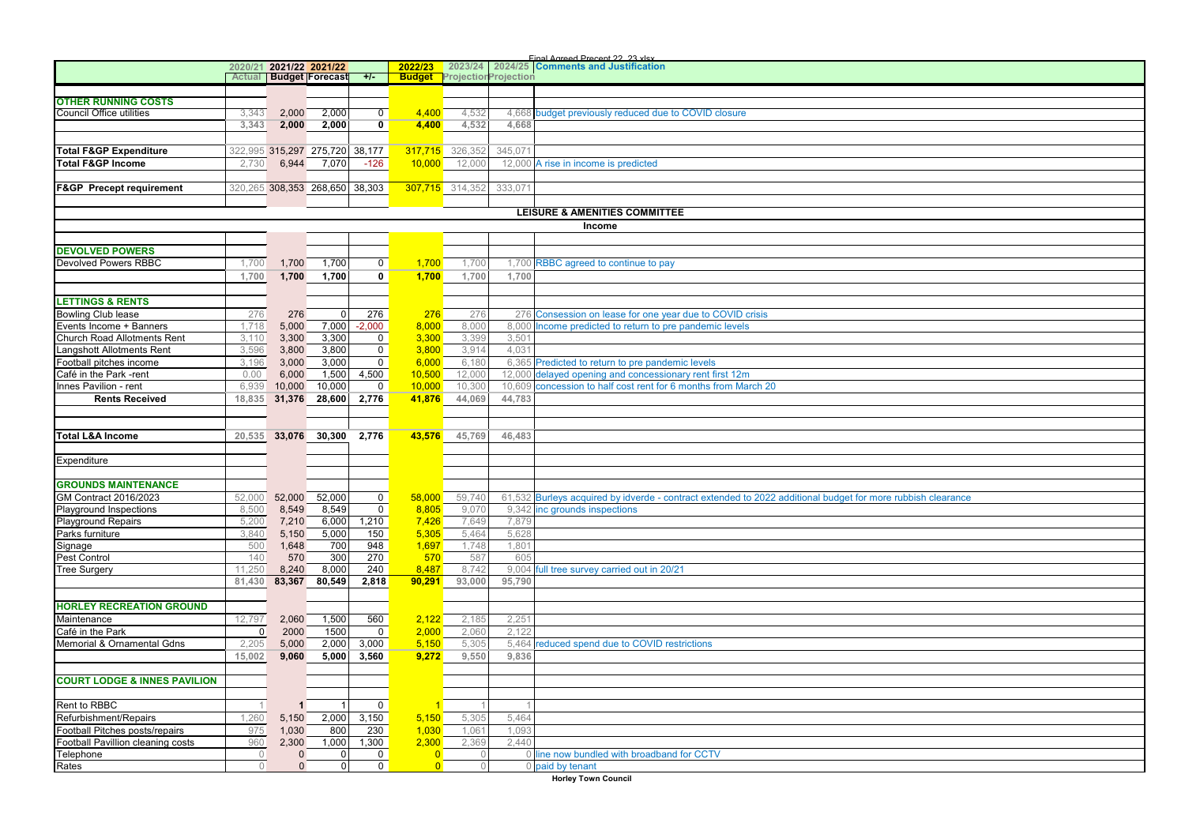| | 2020/21 Actual | 2021/22 Budget | 2021/22 Forecast | +/- | 2022/23 Budget | 2023/24 Projection | 2024/25 Projection | Comments and Justification |
|---|---|---|---|---|---|---|---|---|
| | | | | | | | | |
| **OTHER RUNNING COSTS** | | | | | | | | |
| Council Office utilities | 3,343 | 2,000 | 2,000 | 0 | 4,400 | 4,532 | 4,668 | budget previously reduced due to COVID closure |
| | **3,343** | **2,000** | **2,000** | **0** | **4,400** | **4,532** | **4,668** | |
| | | | | | | | | |
| **Total F&GP Expenditure** | 322,995 | 315,297 | 275,720 | 38,177 | 317,715 | 326,352 | 345,071 | |
| **Total F&GP Income** | 2,730 | 6,944 | 7,070 | -126 | 10,000 | 12,000 | 12,000 | A rise in income is predicted |
| | | | | | | | | |
| **F&GP Precept requirement** | 320,265 | 308,353 | 268,650 | 38,303 | 307,715 | 314,352 | 333,071 | |
| | | | | | | | | |
| | | | | | | | | **LEISURE & AMENITIES COMMITTEE** |
| | | | | | | | | **Income** |
| | | | | | | | | |
| **DEVOLVED POWERS** | | | | | | | | |
| Devolved Powers RBBC | 1,700 | 1,700 | 1,700 | 0 | 1,700 | 1,700 | 1,700 | RBBC agreed to continue to pay |
| | **1,700** | **1,700** | **1,700** | **0** | **1,700** | **1,700** | **1,700** | |
| | | | | | | | | |
| **LETTINGS & RENTS** | | | | | | | | |
| Bowling Club lease | 276 | 276 | 0 | 276 | 276 | 276 | 276 | Consession on lease for one year due to COVID crisis |
| Events Income + Banners | 1,718 | 5,000 | 7,000 | -2,000 | 8,000 | 8,000 | 8,000 | Income predicted to return to pre pandemic levels |
| Church Road Allotments Rent | 3,110 | 3,300 | 3,300 | 0 | 3,300 | 3,399 | 3,501 | |
| Langshott Allotments Rent | 3,596 | 3,800 | 3,800 | 0 | 3,800 | 3,914 | 4,031 | |
| Football pitches income | 3,196 | 3,000 | 3,000 | 0 | 6,000 | 6,180 | 6,365 | Predicted to return to pre pandemic levels |
| Café in the Park -rent | 0.00 | 6,000 | 1,500 | 4,500 | 10,500 | 12,000 | 12,000 | delayed opening and concessionary rent first 12m |
| Innes Pavilion - rent | 6,939 | 10,000 | 10,000 | 0 | 10,000 | 10,300 | 10,609 | concession to half cost rent for 6 months from March 20 |
| **Rents Received** | **18,835** | **31,376** | **28,600** | **2,776** | **41,876** | **44,069** | **44,783** | |
| | | | | | | | | |
| | | | | | | | | |
| **Total L&A Income** | **20,535** | **33,076** | **30,300** | **2,776** | **43,576** | **45,769** | **46,483** | |
| | | | | | | | | |
| Expenditure | | | | | | | | |
| | | | | | | | | |
| **GROUNDS MAINTENANCE** | | | | | | | | |
| GM Contract 2016/2023 | 52,000 | 52,000 | 52,000 | 0 | 58,000 | 59,740 | 61,532 | Burleys acquired by idverde - contract extended to 2022 additional budget for more rubbish clearance |
| Playground Inspections | 8,500 | 8,549 | 8,549 | 0 | 8,805 | 9,070 | 9,342 | inc grounds inspections |
| Playground Repairs | 5,200 | 7,210 | 6,000 | 1,210 | 7,426 | 7,649 | 7,879 | |
| Parks furniture | 3,840 | 5,150 | 5,000 | 150 | 5,305 | 5,464 | 5,628 | |
| Signage | 500 | 1,648 | 700 | 948 | 1,697 | 1,748 | 1,801 | |
| Pest Control | 140 | 570 | 300 | 270 | 570 | 587 | 605 | |
| Tree Surgery | 11,250 | 8,240 | 8,000 | 240 | 8,487 | 8,742 | 9,004 | full tree survey carried out in 20/21 |
| | **81,430** | **83,367** | **80,549** | **2,818** | **90,291** | **93,000** | **95,790** | |
| | | | | | | | | |
| **HORLEY RECREATION GROUND** | | | | | | | | |
| Maintenance | 12,797 | 2,060 | 1,500 | 560 | 2,122 | 2,185 | 2,251 | |
| Café in the Park | 0 | 2000 | 1500 | 0 | 2,000 | 2,060 | 2,122 | |
| Memorial & Ornamental Gdns | 2,205 | 5,000 | 2,000 | 3,000 | 5,150 | 5,305 | 5,464 | reduced spend due to COVID restrictions |
| | **15,002** | **9,060** | **5,000** | **3,560** | **9,272** | **9,550** | **9,836** | |
| | | | | | | | | |
| **COURT LODGE & INNES PAVILION** | | | | | | | | |
| | | | | | | | | |
| Rent to RBBC | 1 | 1 | 1 | 0 | 1 | 1 | 1 | |
| Refurbishment/Repairs | 1,260 | 5,150 | 2,000 | 3,150 | 5,150 | 5,305 | 5,464 | |
| Football Pitches posts/repairs | 975 | 1,030 | 800 | 230 | 1,030 | 1,061 | 1,093 | |
| Football Pavillion cleaning costs | 960 | 2,300 | 1,000 | 1,300 | 2,300 | 2,369 | 2,440 | |
| Telephone | 0 | 0 | 0 | 0 | 0 | 0 | 0 | line now bundled with broadband for CCTV |
| Rates | 0 | 0 | 0 | 0 | 0 | 0 | 0 | paid by tenant |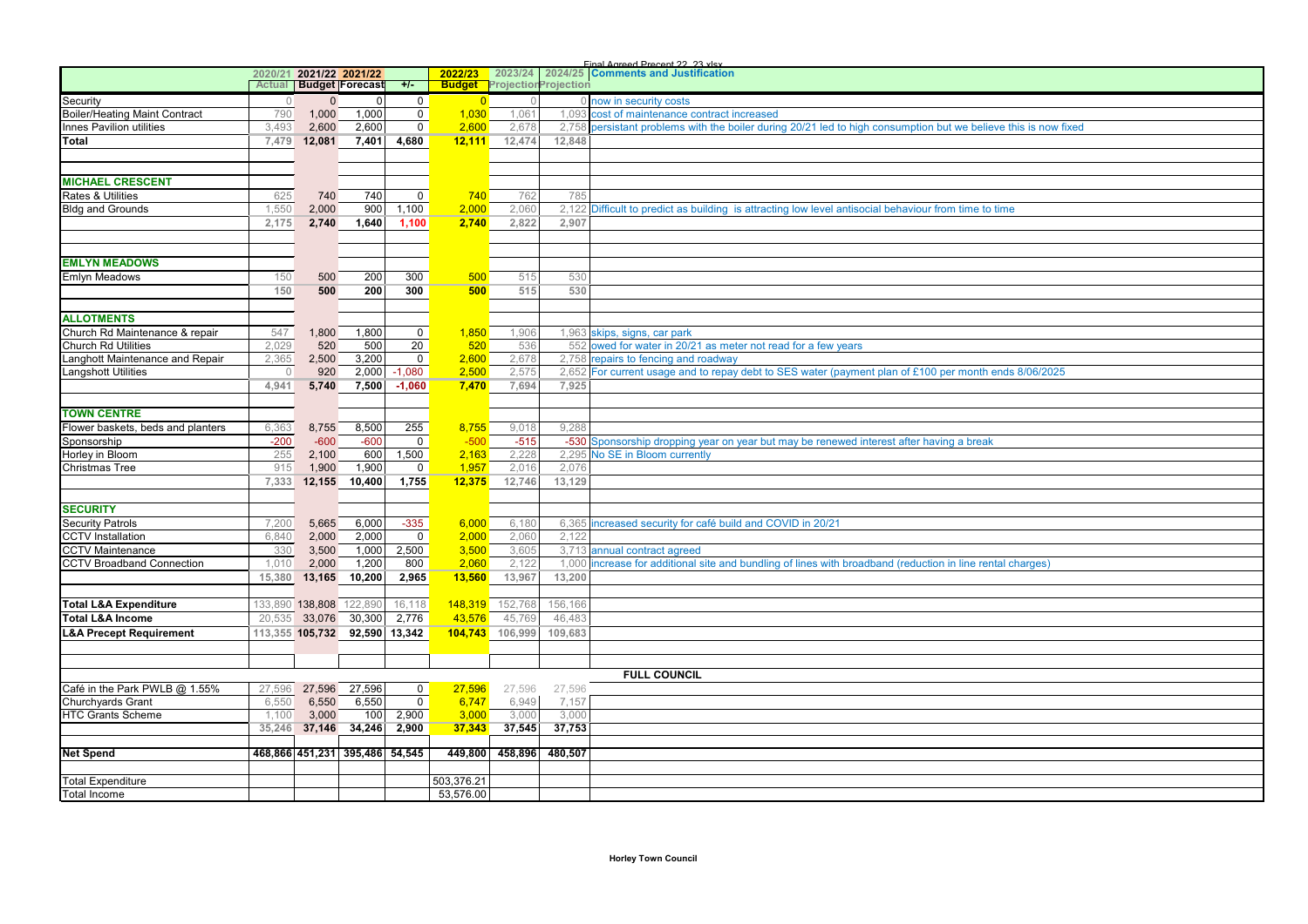Final Agreed Precept 22_23.xlsx

| | 2020/21 Actual | 2021/22 Budget | 2021/22 Forecast | +/- | 2022/23 Budget | 2023/24 Projection | 2024/25 Projection | Comments and Justification |
|---|---|---|---|---|---|---|---|---|
| Security | 0 | 0 | 0 | 0 | 0 | 0 | 0 | now in security costs |
| Boiler/Heating Maint Contract | 790 | 1,000 | 1,000 | 0 | 1,030 | 1,061 | 1,093 | cost of maintenance contract increased |
| Innes Pavilion utilities | 3,493 | 2,600 | 2,600 | 0 | 2,600 | 2,678 | 2,758 | persistant problems with the boiler during 20/21 led to high consumption but we believe this is now fixed |
| **Total** | 7,479 | **12,081** | **7,401** | **4,680** | **12,111** | **12,474** | **12,848** | |
| | | | | | | | | |
| **MICHAEL CRESCENT** | | | | | | | | |
| Rates & Utilities | 625 | 740 | 740 | 0 | 740 | 762 | 785 | |
| Bldg and Grounds | 1,550 | 2,000 | 900 | 1,100 | 2,000 | 2,060 | 2,122 | Difficult to predict as building is attracting low level antisocial behaviour from time to time |
| | 2,175 | **2,740** | **1,640** | **1,100** | **2,740** | **2,822** | **2,907** | |
| | | | | | | | | |
| **EMLYN MEADOWS** | | | | | | | | |
| Emlyn Meadows | 150 | 500 | 200 | 300 | 500 | 515 | 530 | |
| | 150 | **500** | **200** | **300** | **500** | **515** | **530** | |
| | | | | | | | | |
| **ALLOTMENTS** | | | | | | | | |
| Church Rd Maintenance & repair | 547 | 1,800 | 1,800 | 0 | 1,850 | 1,906 | 1,963 | skips, signs, car park |
| Church Rd Utilities | 2,029 | 520 | 500 | 20 | 520 | 536 | 552 | owed for water in 20/21 as meter not read for a few years |
| Langhott Maintenance and Repair | 2,365 | 2,500 | 3,200 | 0 | 2,600 | 2,678 | 2,758 | repairs to fencing and roadway |
| Langshott Utilities | 0 | 920 | 2,000 | -1,080 | 2,500 | 2,575 | 2,652 | For current usage and to repay debt to SES water (payment plan of £100 per month ends 8/06/2025 |
| | 4,941 | **5,740** | **7,500** | **-1,060** | **7,470** | **7,694** | **7,925** | |
| | | | | | | | | |
| **TOWN CENTRE** | | | | | | | | |
| Flower baskets, beds and planters | 6,363 | 8,755 | 8,500 | 255 | 8,755 | 9,018 | 9,288 | |
| Sponsorship | -200 | -600 | -600 | 0 | -500 | -515 | -530 | Sponsorship dropping year on year but may be renewed interest after having a break |
| Horley in Bloom | 255 | 2,100 | 600 | 1,500 | 2,163 | 2,228 | 2,295 | No SE in Bloom currently |
| Christmas Tree | 915 | 1,900 | 1,900 | 0 | 1,957 | 2,016 | 2,076 | |
| | 7,333 | **12,155** | **10,400** | **1,755** | **12,375** | **12,746** | **13,129** | |
| | | | | | | | | |
| **SECURITY** | | | | | | | | |
| Security Patrols | 7,200 | 5,665 | 6,000 | -335 | 6,000 | 6,180 | 6,365 | increased security for café build and COVID in 20/21 |
| CCTV Installation | 6,840 | 2,000 | 2,000 | 0 | 2,000 | 2,060 | 2,122 | |
| CCTV Maintenance | 330 | 3,500 | 1,000 | 2,500 | 3,500 | 3,605 | 3,713 | annual contract agreed |
| CCTV Broadband Connection | 1,010 | 2,000 | 1,200 | 800 | 2,060 | 2,122 | 1,000 | increase for additional site and bundling of lines with broadband (reduction in line rental charges) |
| | 15,380 | **13,165** | **10,200** | **2,965** | **13,560** | **13,967** | **13,200** | |
| | | | | | | | | |
| **Total L&A Expenditure** | 133,890 | 138,808 | 122,890 | 16,118 | **148,319** | 152,768 | 156,166 | |
| **Total L&A Income** | 20,535 | 33,076 | 30,300 | 2,776 | **43,576** | 45,769 | 46,483 | |
| **L&A Precept Requirement** | 113,355 | **105,732** | **92,590** | **13,342** | **104,743** | **106,999** | **109,683** | |
| | | | | | | | | |
| | | | | | | | | **FULL COUNCIL** |
| Café in the Park PWLB @ 1.55% | 27,596 | 27,596 | 27,596 | 0 | 27,596 | 27,596 | 27,596 | |
| Churchyards Grant | 6,550 | 6,550 | 6,550 | 0 | 6,747 | 6,949 | 7,157 | |
| HTC Grants Scheme | 1,100 | 3,000 | 100 | 2,900 | 3,000 | 3,000 | 3,000 | |
| | 35,246 | **37,146** | **34,246** | **2,900** | **37,343** | **37,545** | **37,753** | |
| | | | | | | | | |
| **Net Spend** | **468,866** | **451,231** | **395,486** | **54,545** | **449,800** | **458,896** | **480,507** | |
| | | | | | | | | |
| Total Expenditure | | | | | 503,376.21 | | | |
| Total Income | | | | | 53,576.00 | | | |

**Horley Town Council**